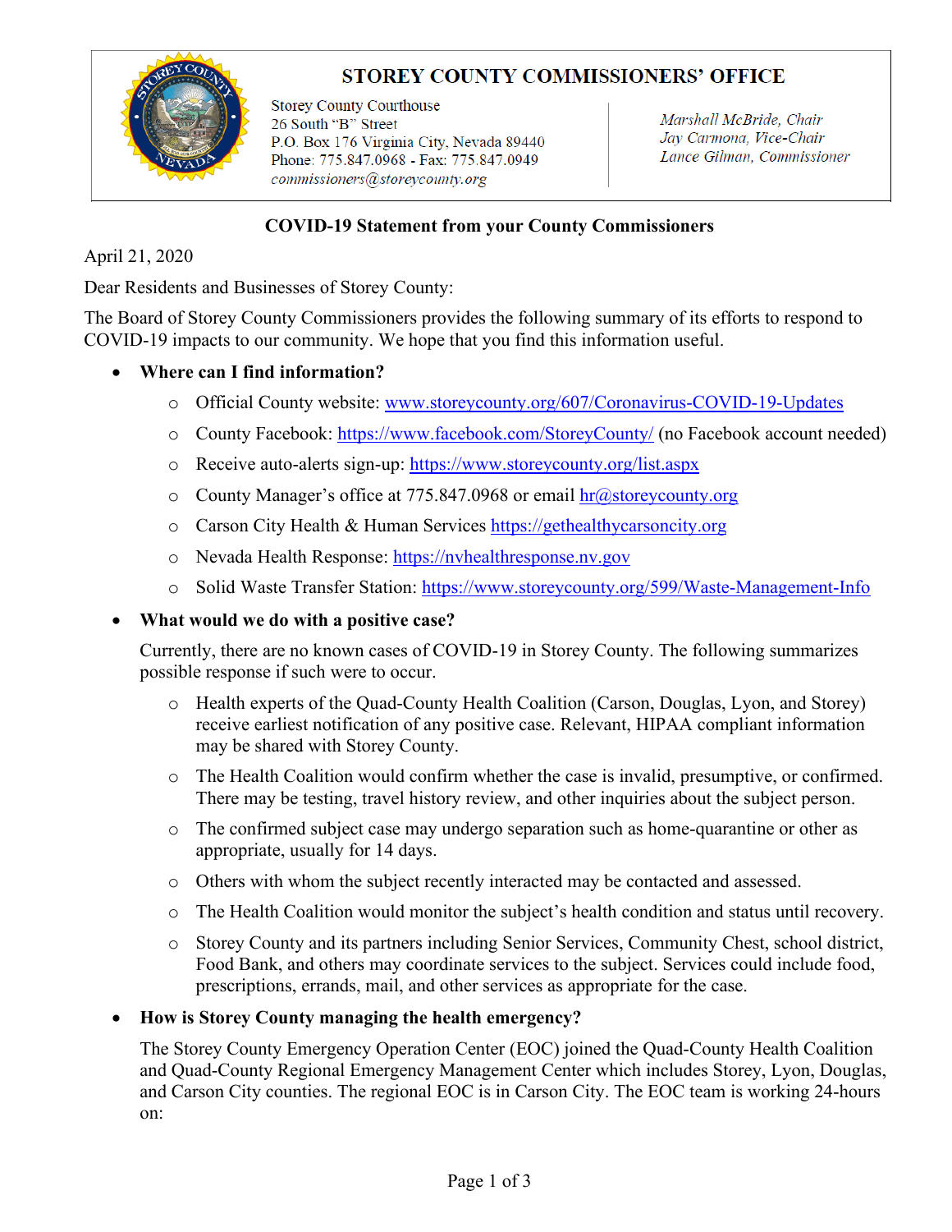# STOREY COUNTY COMMISSIONERS' OFFICE

Storey County Courthouse
26 South "B" Street
P.O. Box 176 Virginia City, Nevada 89440
Phone: 775.847.0968 - Fax: 775.847.0949
*commissioners@storeycounty.org*

*Marshall McBride, Chair*
*Jay Carmona, Vice-Chair*
*Lance Gilman, Commissioner*

## COVID-19 Statement from your County Commissioners

April 21, 2020

Dear Residents and Businesses of Storey County:

The Board of Storey County Commissioners provides the following summary of its efforts to respond to COVID-19 impacts to our community. We hope that you find this information useful.

- **Where can I find information?**
  - Official County website: www.storeycounty.org/607/Coronavirus-COVID-19-Updates
  - County Facebook: https://www.facebook.com/StoreyCounty/ (no Facebook account needed)
  - Receive auto-alerts sign-up: https://www.storeycounty.org/list.aspx
  - County Manager's office at 775.847.0968 or email hr@storeycounty.org
  - Carson City Health & Human Services https://gethealthycarsoncity.org
  - Nevada Health Response: https://nvhealthresponse.nv.gov
  - Solid Waste Transfer Station: https://www.storeycounty.org/599/Waste-Management-Info

- **What would we do with a positive case?**

  Currently, there are no known cases of COVID-19 in Storey County. The following summarizes possible response if such were to occur.

  - Health experts of the Quad-County Health Coalition (Carson, Douglas, Lyon, and Storey) receive earliest notification of any positive case. Relevant, HIPAA compliant information may be shared with Storey County.
  - The Health Coalition would confirm whether the case is invalid, presumptive, or confirmed. There may be testing, travel history review, and other inquiries about the subject person.
  - The confirmed subject case may undergo separation such as home-quarantine or other as appropriate, usually for 14 days.
  - Others with whom the subject recently interacted may be contacted and assessed.
  - The Health Coalition would monitor the subject's health condition and status until recovery.
  - Storey County and its partners including Senior Services, Community Chest, school district, Food Bank, and others may coordinate services to the subject. Services could include food, prescriptions, errands, mail, and other services as appropriate for the case.

- **How is Storey County managing the health emergency?**

  The Storey County Emergency Operation Center (EOC) joined the Quad-County Health Coalition and Quad-County Regional Emergency Management Center which includes Storey, Lyon, Douglas, and Carson City counties. The regional EOC is in Carson City. The EOC team is working 24-hours on: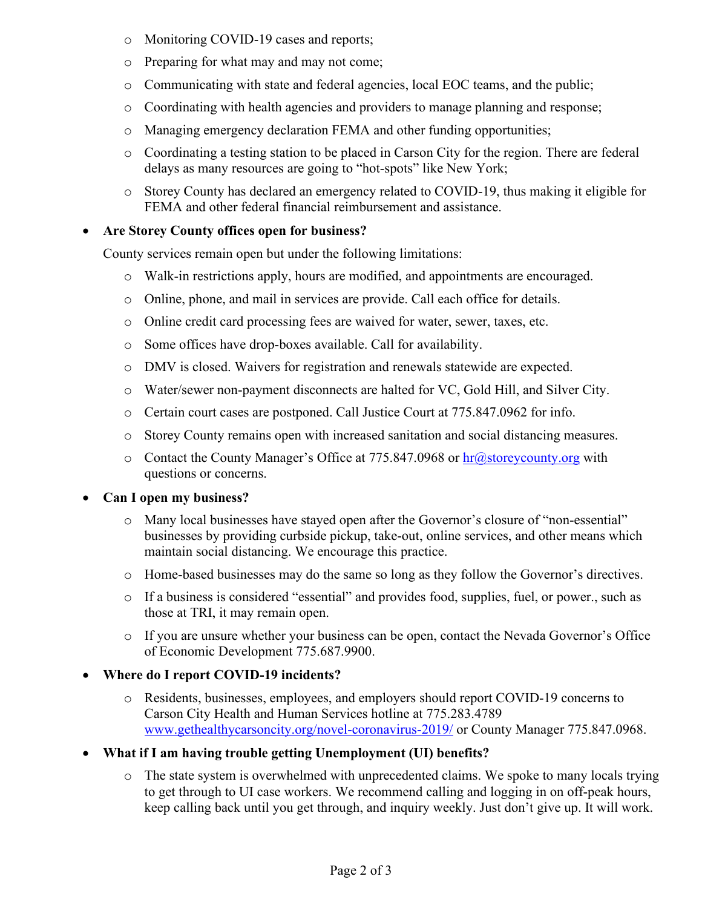- Monitoring COVID-19 cases and reports;
- Preparing for what may and may not come;
- Communicating with state and federal agencies, local EOC teams, and the public;
- Coordinating with health agencies and providers to manage planning and response;
- Managing emergency declaration FEMA and other funding opportunities;
- Coordinating a testing station to be placed in Carson City for the region. There are federal delays as many resources are going to "hot-spots" like New York;
- Storey County has declared an emergency related to COVID-19, thus making it eligible for FEMA and other federal financial reimbursement and assistance.

- **Are Storey County offices open for business?**

  County services remain open but under the following limitations:

  - Walk-in restrictions apply, hours are modified, and appointments are encouraged.
  - Online, phone, and mail in services are provide. Call each office for details.
  - Online credit card processing fees are waived for water, sewer, taxes, etc.
  - Some offices have drop-boxes available. Call for availability.
  - DMV is closed. Waivers for registration and renewals statewide are expected.
  - Water/sewer non-payment disconnects are halted for VC, Gold Hill, and Silver City.
  - Certain court cases are postponed. Call Justice Court at 775.847.0962 for info.
  - Storey County remains open with increased sanitation and social distancing measures.
  - Contact the County Manager's Office at 775.847.0968 or hr@storeycounty.org with questions or concerns.

- **Can I open my business?**
  - Many local businesses have stayed open after the Governor's closure of "non-essential" businesses by providing curbside pickup, take-out, online services, and other means which maintain social distancing. We encourage this practice.
  - Home-based businesses may do the same so long as they follow the Governor's directives.
  - If a business is considered "essential" and provides food, supplies, fuel, or power., such as those at TRI, it may remain open.
  - If you are unsure whether your business can be open, contact the Nevada Governor's Office of Economic Development 775.687.9900.

- **Where do I report COVID-19 incidents?**
  - Residents, businesses, employees, and employers should report COVID-19 concerns to Carson City Health and Human Services hotline at 775.283.4789 www.gethealthycarsoncity.org/novel-coronavirus-2019/ or County Manager 775.847.0968.

- **What if I am having trouble getting Unemployment (UI) benefits?**
  - The state system is overwhelmed with unprecedented claims. We spoke to many locals trying to get through to UI case workers. We recommend calling and logging in on off-peak hours, keep calling back until you get through, and inquiry weekly. Just don't give up. It will work.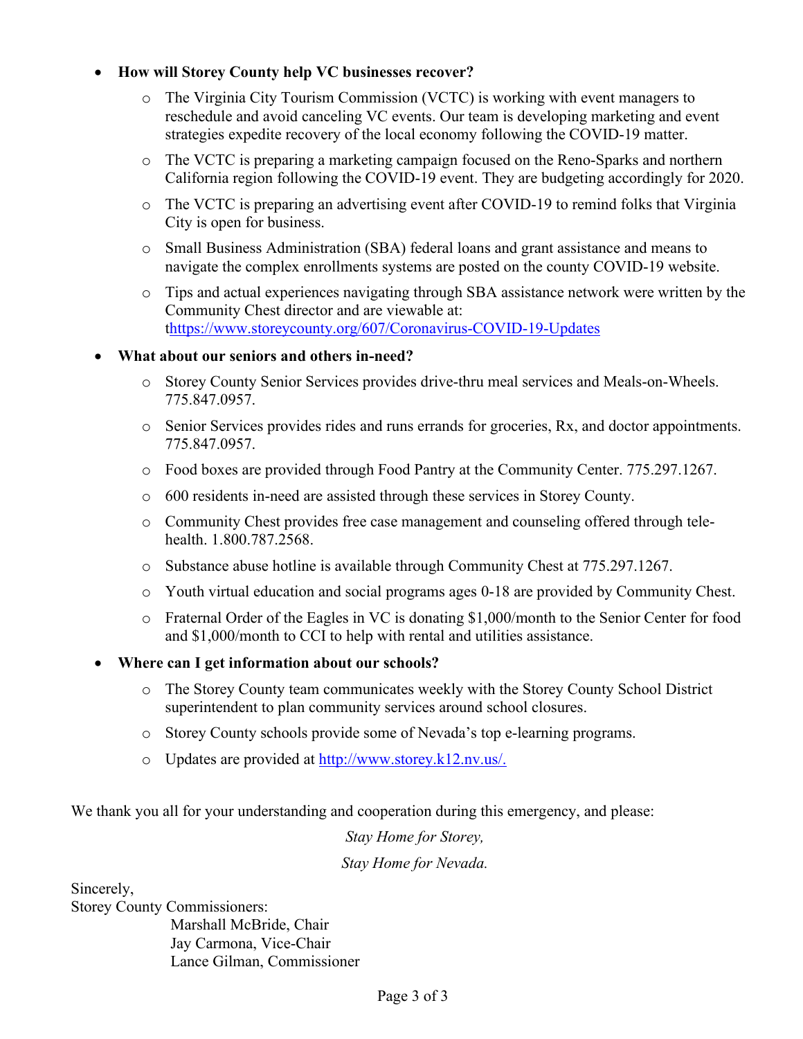- **How will Storey County help VC businesses recover?**
    - The Virginia City Tourism Commission (VCTC) is working with event managers to reschedule and avoid canceling VC events. Our team is developing marketing and event strategies expedite recovery of the local economy following the COVID-19 matter.
    - The VCTC is preparing a marketing campaign focused on the Reno-Sparks and northern California region following the COVID-19 event. They are budgeting accordingly for 2020.
    - The VCTC is preparing an advertising event after COVID-19 to remind folks that Virginia City is open for business.
    - Small Business Administration (SBA) federal loans and grant assistance and means to navigate the complex enrollments systems are posted on the county COVID-19 website.
    - Tips and actual experiences navigating through SBA assistance network were written by the Community Chest director and are viewable at: thttps://www.storeycounty.org/607/Coronavirus-COVID-19-Updates
- **What about our seniors and others in-need?**
    - Storey County Senior Services provides drive-thru meal services and Meals-on-Wheels. 775.847.0957.
    - Senior Services provides rides and runs errands for groceries, Rx, and doctor appointments. 775.847.0957.
    - Food boxes are provided through Food Pantry at the Community Center. 775.297.1267.
    - 600 residents in-need are assisted through these services in Storey County.
    - Community Chest provides free case management and counseling offered through tele-health. 1.800.787.2568.
    - Substance abuse hotline is available through Community Chest at 775.297.1267.
    - Youth virtual education and social programs ages 0-18 are provided by Community Chest.
    - Fraternal Order of the Eagles in VC is donating $1,000/month to the Senior Center for food and $1,000/month to CCI to help with rental and utilities assistance.
- **Where can I get information about our schools?**
    - The Storey County team communicates weekly with the Storey County School District superintendent to plan community services around school closures.
    - Storey County schools provide some of Nevada's top e-learning programs.
    - Updates are provided at http://www.storey.k12.nv.us/.

We thank you all for your understanding and cooperation during this emergency, and please:

*Stay Home for Storey,*

*Stay Home for Nevada.*

Sincerely,
Storey County Commissioners:
Marshall McBride, Chair
Jay Carmona, Vice-Chair
Lance Gilman, Commissioner